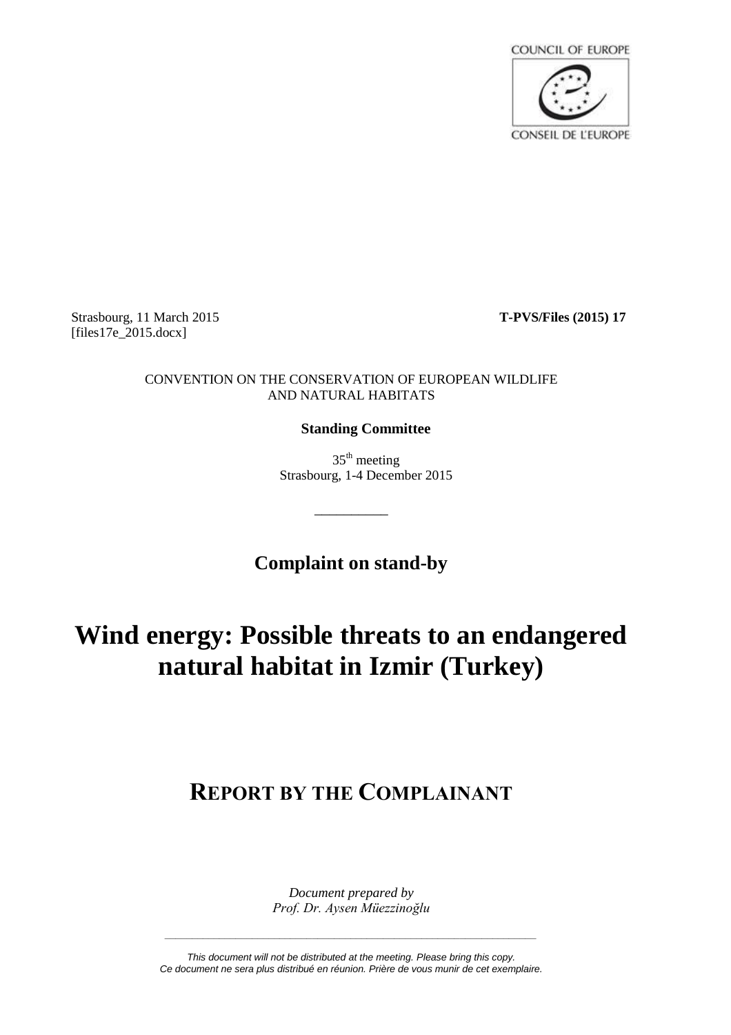COUNCIL OF EUROPE

CONSEIL DE L'EUROPE

Strasbourg, 11 March 2015
[files17e_2015.docx]

**T-PVS/Files (2015) 17**

CONVENTION ON THE CONSERVATION OF EUROPEAN WILDLIFE AND NATURAL HABITATS

**Standing Committee**

35th meeting
Strasbourg, 1-4 December 2015

__________

**Complaint on stand-by**

# Wind energy: Possible threats to an endangered natural habitat in Izmir (Turkey)

## REPORT BY THE COMPLAINANT

*Document prepared by*
*Prof. Dr. Aysen Müezzinoğlu*

*This document will not be distributed at the meeting. Please bring this copy.*
*Ce document ne sera plus distribué en réunion. Prière de vous munir de cet exemplaire.*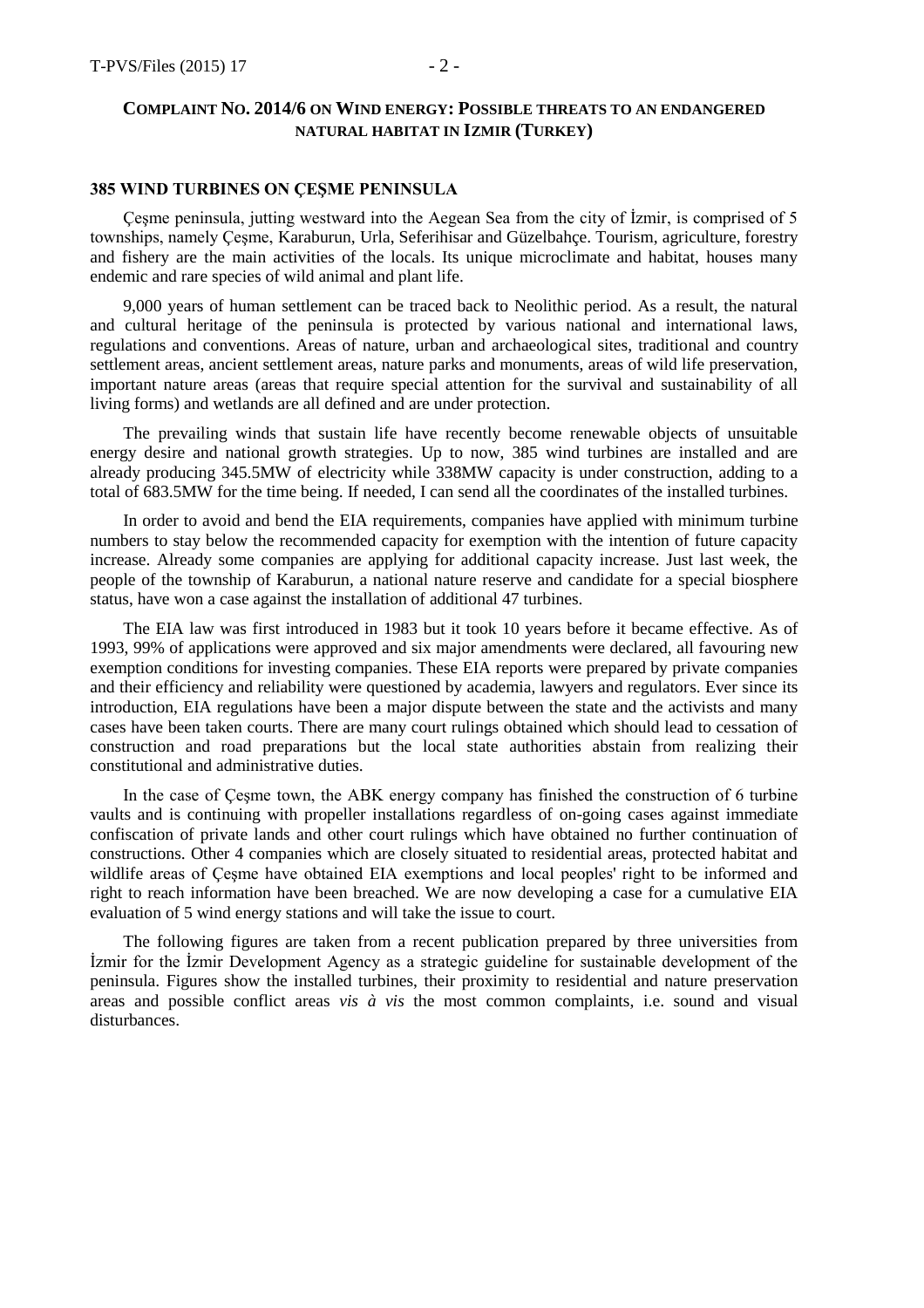## COMPLAINT NO. 2014/6 ON WIND ENERGY: POSSIBLE THREATS TO AN ENDANGERED NATURAL HABITAT IN IZMIR (TURKEY)

### 385 WIND TURBINES ON ÇEŞME PENINSULA

Çeşme peninsula, jutting westward into the Aegean Sea from the city of İzmir, is comprised of 5 townships, namely Çeşme, Karaburun, Urla, Seferihisar and Güzelbahçe. Tourism, agriculture, forestry and fishery are the main activities of the locals. Its unique microclimate and habitat, houses many endemic and rare species of wild animal and plant life.

9,000 years of human settlement can be traced back to Neolithic period. As a result, the natural and cultural heritage of the peninsula is protected by various national and international laws, regulations and conventions. Areas of nature, urban and archaeological sites, traditional and country settlement areas, ancient settlement areas, nature parks and monuments, areas of wild life preservation, important nature areas (areas that require special attention for the survival and sustainability of all living forms) and wetlands are all defined and are under protection.

The prevailing winds that sustain life have recently become renewable objects of unsuitable energy desire and national growth strategies. Up to now, 385 wind turbines are installed and are already producing 345.5MW of electricity while 338MW capacity is under construction, adding to a total of 683.5MW for the time being. If needed, I can send all the coordinates of the installed turbines.

In order to avoid and bend the EIA requirements, companies have applied with minimum turbine numbers to stay below the recommended capacity for exemption with the intention of future capacity increase. Already some companies are applying for additional capacity increase. Just last week, the people of the township of Karaburun, a national nature reserve and candidate for a special biosphere status, have won a case against the installation of additional 47 turbines.

The EIA law was first introduced in 1983 but it took 10 years before it became effective. As of 1993, 99% of applications were approved and six major amendments were declared, all favouring new exemption conditions for investing companies. These EIA reports were prepared by private companies and their efficiency and reliability were questioned by academia, lawyers and regulators. Ever since its introduction, EIA regulations have been a major dispute between the state and the activists and many cases have been taken courts. There are many court rulings obtained which should lead to cessation of construction and road preparations but the local state authorities abstain from realizing their constitutional and administrative duties.

In the case of Çeşme town, the ABK energy company has finished the construction of 6 turbine vaults and is continuing with propeller installations regardless of on-going cases against immediate confiscation of private lands and other court rulings which have obtained no further continuation of constructions. Other 4 companies which are closely situated to residential areas, protected habitat and wildlife areas of Çeşme have obtained EIA exemptions and local peoples' right to be informed and right to reach information have been breached. We are now developing a case for a cumulative EIA evaluation of 5 wind energy stations and will take the issue to court.

The following figures are taken from a recent publication prepared by three universities from İzmir for the İzmir Development Agency as a strategic guideline for sustainable development of the peninsula. Figures show the installed turbines, their proximity to residential and nature preservation areas and possible conflict areas *vis à vis* the most common complaints, i.e. sound and visual disturbances.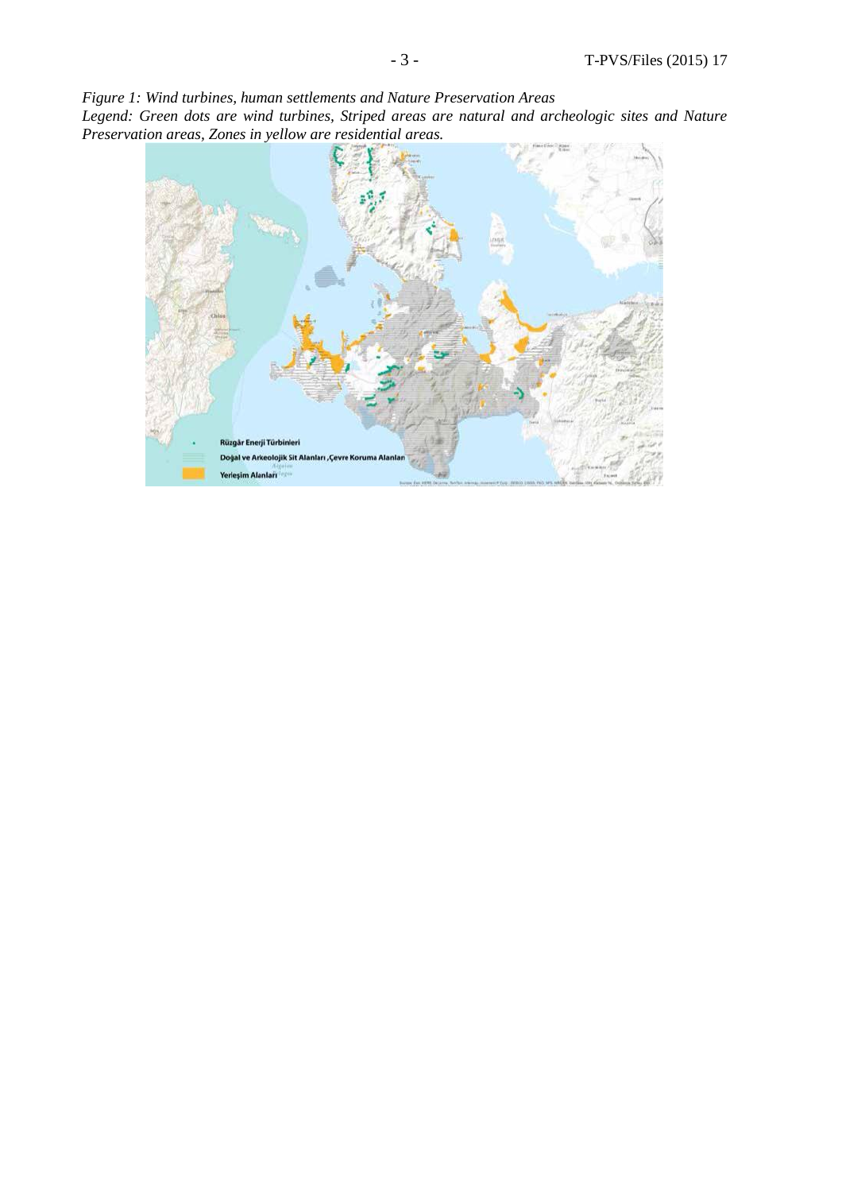*Figure 1: Wind turbines, human settlements and Nature Preservation Areas*

*Legend: Green dots are wind turbines, Striped areas are natural and archeologic sites and Nature Preservation areas, Zones in yellow are residential areas.*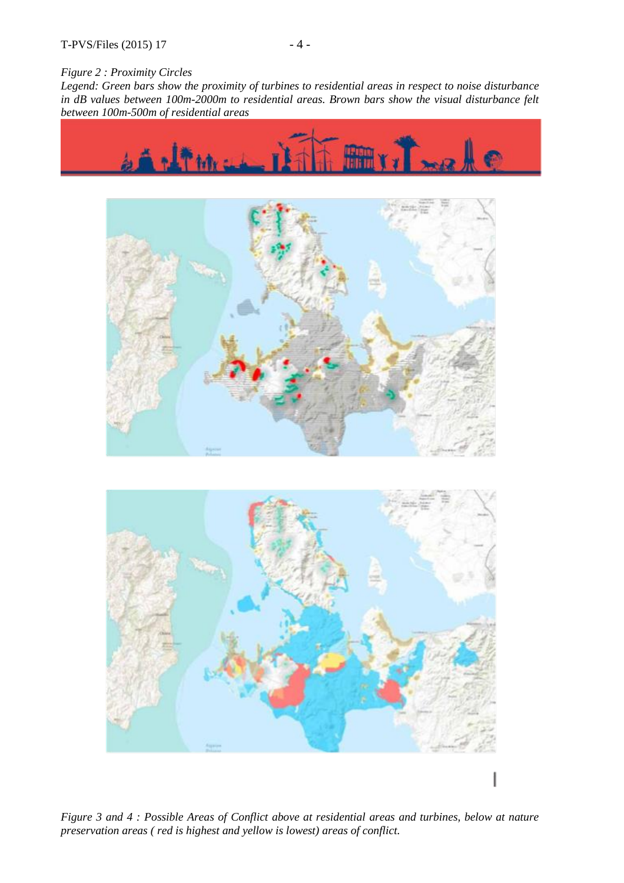*Figure 2 : Proximity Circles*

*Legend: Green bars show the proximity of turbines to residential areas in respect to noise disturbance in dB values between 100m-2000m to residential areas. Brown bars show the visual disturbance felt between 100m-500m of residential areas*

*Figure 3 and 4 : Possible Areas of Conflict above at residential areas and turbines, below at nature preservation areas ( red is highest and yellow is lowest) areas of conflict.*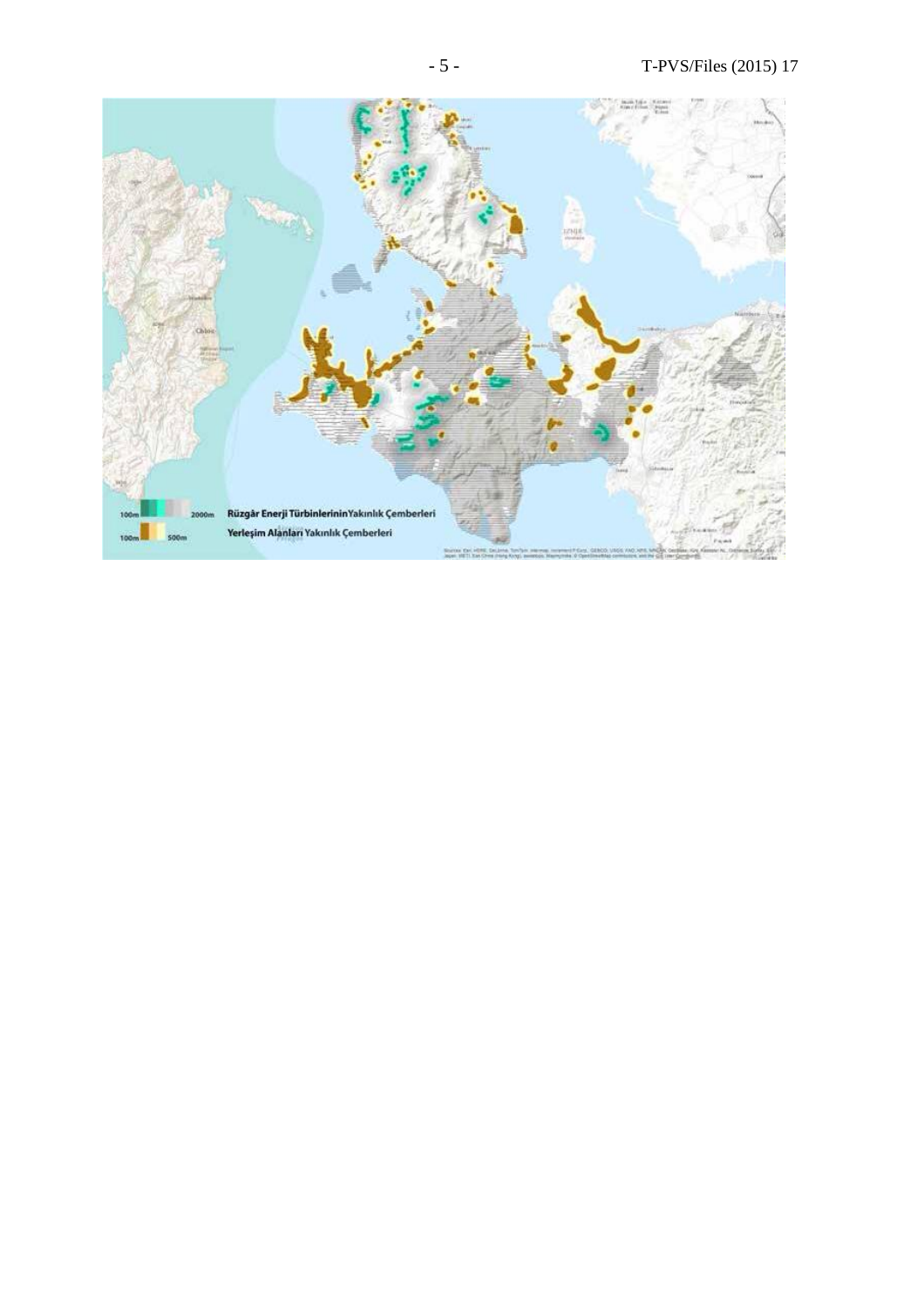100m 2000m Rüzgâr Enerji Türbinlerinin Yakınlık Çemberleri

100m 500m Yerleşim Alanları Yakınlık Çemberleri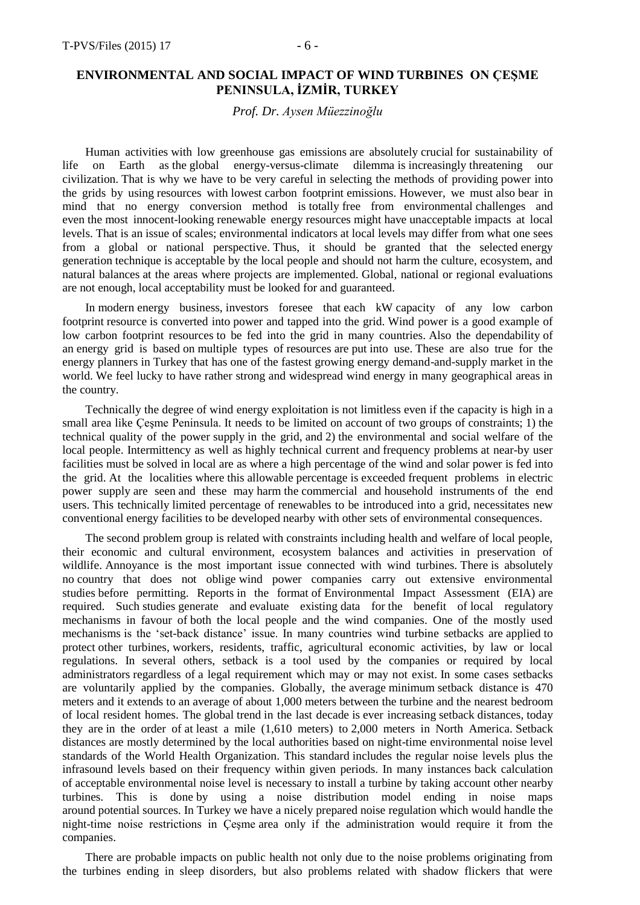## ENVIRONMENTAL AND SOCIAL IMPACT OF WIND TURBINES ON ÇEŞME PENINSULA, İZMİR, TURKEY

*Prof. Dr. Aysen Müezzinoğlu*

Human activities with low greenhouse gas emissions are absolutely crucial for sustainability of life on Earth as the global energy-versus-climate dilemma is increasingly threatening our civilization. That is why we have to be very careful in selecting the methods of providing power into the grids by using resources with lowest carbon footprint emissions. However, we must also bear in mind that no energy conversion method is totally free from environmental challenges and even the most innocent-looking renewable energy resources might have unacceptable impacts at local levels. That is an issue of scales; environmental indicators at local levels may differ from what one sees from a global or national perspective. Thus, it should be granted that the selected energy generation technique is acceptable by the local people and should not harm the culture, ecosystem, and natural balances at the areas where projects are implemented. Global, national or regional evaluations are not enough, local acceptability must be looked for and guaranteed.

In modern energy business, investors foresee that each kW capacity of any low carbon footprint resource is converted into power and tapped into the grid. Wind power is a good example of low carbon footprint resources to be fed into the grid in many countries. Also the dependability of an energy grid is based on multiple types of resources are put into use. These are also true for the energy planners in Turkey that has one of the fastest growing energy demand-and-supply market in the world. We feel lucky to have rather strong and widespread wind energy in many geographical areas in the country.

Technically the degree of wind energy exploitation is not limitless even if the capacity is high in a small area like Çeşme Peninsula. It needs to be limited on account of two groups of constraints; 1) the technical quality of the power supply in the grid, and 2) the environmental and social welfare of the local people. Intermittency as well as highly technical current and frequency problems at near-by user facilities must be solved in local are as where a high percentage of the wind and solar power is fed into the grid. At the localities where this allowable percentage is exceeded frequent problems in electric power supply are seen and these may harm the commercial and household instruments of the end users. This technically limited percentage of renewables to be introduced into a grid, necessitates new conventional energy facilities to be developed nearby with other sets of environmental consequences.

The second problem group is related with constraints including health and welfare of local people, their economic and cultural environment, ecosystem balances and activities in preservation of wildlife. Annoyance is the most important issue connected with wind turbines. There is absolutely no country that does not oblige wind power companies carry out extensive environmental studies before permitting. Reports in the format of Environmental Impact Assessment (EIA) are required. Such studies generate and evaluate existing data for the benefit of local regulatory mechanisms in favour of both the local people and the wind companies. One of the mostly used mechanisms is the 'set-back distance' issue. In many countries wind turbine setbacks are applied to protect other turbines, workers, residents, traffic, agricultural economic activities, by law or local regulations. In several others, setback is a tool used by the companies or required by local administrators regardless of a legal requirement which may or may not exist. In some cases setbacks are voluntarily applied by the companies. Globally, the average minimum setback distance is 470 meters and it extends to an average of about 1,000 meters between the turbine and the nearest bedroom of local resident homes. The global trend in the last decade is ever increasing setback distances, today they are in the order of at least a mile (1,610 meters) to 2,000 meters in North America. Setback distances are mostly determined by the local authorities based on night-time environmental noise level standards of the World Health Organization. This standard includes the regular noise levels plus the infrasound levels based on their frequency within given periods. In many instances back calculation of acceptable environmental noise level is necessary to install a turbine by taking account other nearby turbines. This is done by using a noise distribution model ending in noise maps around potential sources. In Turkey we have a nicely prepared noise regulation which would handle the night-time noise restrictions in Çeşme area only if the administration would require it from the companies.

There are probable impacts on public health not only due to the noise problems originating from the turbines ending in sleep disorders, but also problems related with shadow flickers that were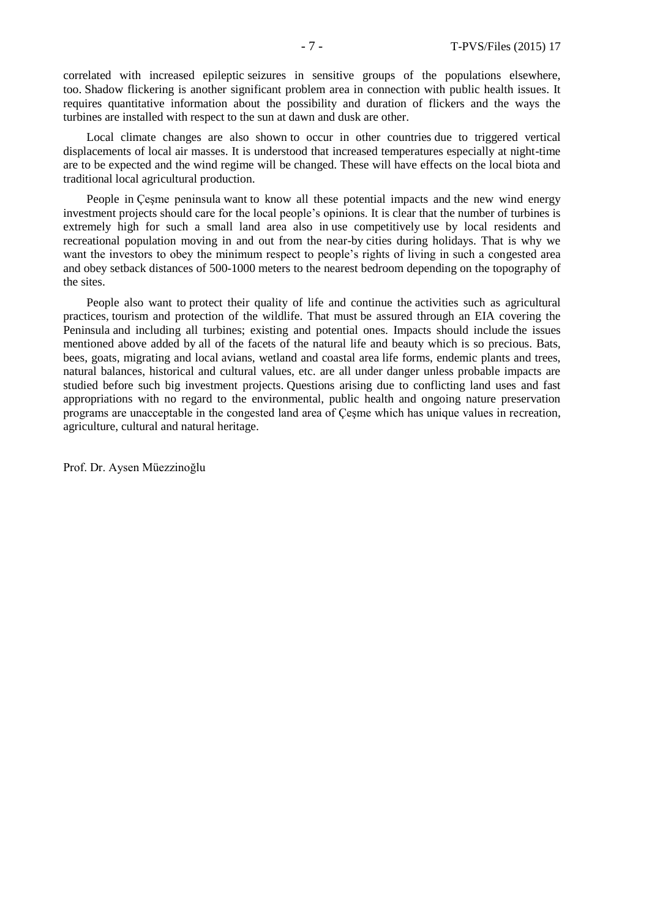correlated with increased epileptic seizures in sensitive groups of the populations elsewhere, too. Shadow flickering is another significant problem area in connection with public health issues. It requires quantitative information about the possibility and duration of flickers and the ways the turbines are installed with respect to the sun at dawn and dusk are other.

Local climate changes are also shown to occur in other countries due to triggered vertical displacements of local air masses. It is understood that increased temperatures especially at night-time are to be expected and the wind regime will be changed. These will have effects on the local biota and traditional local agricultural production.

People in Çeşme peninsula want to know all these potential impacts and the new wind energy investment projects should care for the local people's opinions. It is clear that the number of turbines is extremely high for such a small land area also in use competitively use by local residents and recreational population moving in and out from the near-by cities during holidays. That is why we want the investors to obey the minimum respect to people's rights of living in such a congested area and obey setback distances of 500-1000 meters to the nearest bedroom depending on the topography of the sites.

People also want to protect their quality of life and continue the activities such as agricultural practices, tourism and protection of the wildlife. That must be assured through an EIA covering the Peninsula and including all turbines; existing and potential ones. Impacts should include the issues mentioned above added by all of the facets of the natural life and beauty which is so precious. Bats, bees, goats, migrating and local avians, wetland and coastal area life forms, endemic plants and trees, natural balances, historical and cultural values, etc. are all under danger unless probable impacts are studied before such big investment projects. Questions arising due to conflicting land uses and fast appropriations with no regard to the environmental, public health and ongoing nature preservation programs are unacceptable in the congested land area of Çeşme which has unique values in recreation, agriculture, cultural and natural heritage.

Prof. Dr. Aysen Müezzinoğlu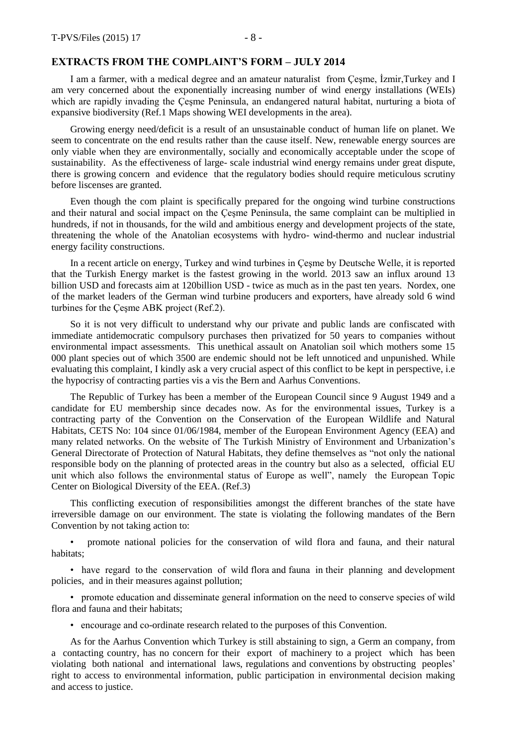## EXTRACTS FROM THE COMPLAINT'S FORM – JULY 2014

I am a farmer, with a medical degree and an amateur naturalist from Çeşme, İzmir,Turkey and I am very concerned about the exponentially increasing number of wind energy installations (WEIs) which are rapidly invading the Çeşme Peninsula, an endangered natural habitat, nurturing a biota of expansive biodiversity (Ref.1 Maps showing WEI developments in the area).

Growing energy need/deficit is a result of an unsustainable conduct of human life on planet. We seem to concentrate on the end results rather than the cause itself. New, renewable energy sources are only viable when they are environmentally, socially and economically acceptable under the scope of sustainability. As the effectiveness of large- scale industrial wind energy remains under great dispute, there is growing concern and evidence that the regulatory bodies should require meticulous scrutiny before liscenses are granted.

Even though the com plaint is specifically prepared for the ongoing wind turbine constructions and their natural and social impact on the Çeşme Peninsula, the same complaint can be multiplied in hundreds, if not in thousands, for the wild and ambitious energy and development projects of the state, threatening the whole of the Anatolian ecosystems with hydro- wind-thermo and nuclear industrial energy facility constructions.

In a recent article on energy, Turkey and wind turbines in Çeşme by Deutsche Welle, it is reported that the Turkish Energy market is the fastest growing in the world. 2013 saw an influx around 13 billion USD and forecasts aim at 120billion USD - twice as much as in the past ten years. Nordex, one of the market leaders of the German wind turbine producers and exporters, have already sold 6 wind turbines for the Çeşme ABK project (Ref.2).

So it is not very difficult to understand why our private and public lands are confiscated with immediate antidemocratic compulsory purchases then privatized for 50 years to companies without environmental impact assessments. This unethical assault on Anatolian soil which mothers some 15 000 plant species out of which 3500 are endemic should not be left unnoticed and unpunished. While evaluating this complaint, I kindly ask a very crucial aspect of this conflict to be kept in perspective, i.e the hypocrisy of contracting parties vis a vis the Bern and Aarhus Conventions.

The Republic of Turkey has been a member of the European Council since 9 August 1949 and a candidate for EU membership since decades now. As for the environmental issues, Turkey is a contracting party of the Convention on the Conservation of the European Wildlife and Natural Habitats, CETS No: 104 since 01/06/1984, member of the European Environment Agency (EEA) and many related networks. On the website of The Turkish Ministry of Environment and Urbanization's General Directorate of Protection of Natural Habitats, they define themselves as "not only the national responsible body on the planning of protected areas in the country but also as a selected, official EU unit which also follows the environmental status of Europe as well", namely the European Topic Center on Biological Diversity of the EEA. (Ref.3)

This conflicting execution of responsibilities amongst the different branches of the state have irreversible damage on our environment. The state is violating the following mandates of the Bern Convention by not taking action to:

- promote national policies for the conservation of wild flora and fauna, and their natural habitats;
- have regard to the conservation of wild flora and fauna in their planning and development policies, and in their measures against pollution;
- promote education and disseminate general information on the need to conserve species of wild flora and fauna and their habitats;
- encourage and co-ordinate research related to the purposes of this Convention.

As for the Aarhus Convention which Turkey is still abstaining to sign, a Germ an company, from a contacting country, has no concern for their export of machinery to a project which has been violating both national and international laws, regulations and conventions by obstructing peoples' right to access to environmental information, public participation in environmental decision making and access to justice.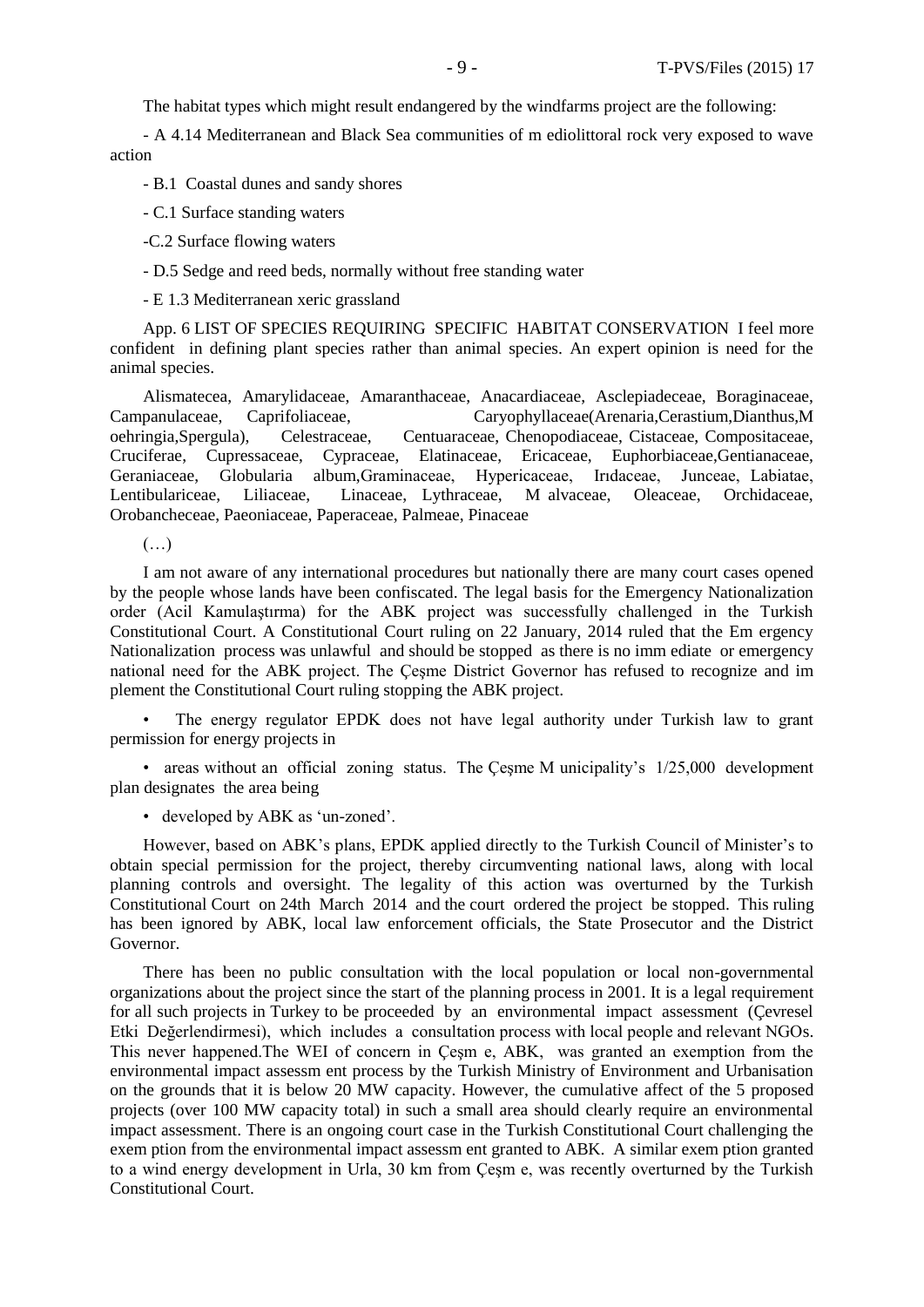The habitat types which might result endangered by the windfarms project are the following:

- A 4.14 Mediterranean and Black Sea communities of m ediolittoral rock very exposed to wave action

- B.1 Coastal dunes and sandy shores

- C.1 Surface standing waters

-C.2 Surface flowing waters

- D.5 Sedge and reed beds, normally without free standing water

- E 1.3 Mediterranean xeric grassland

App. 6 LIST OF SPECIES REQUIRING SPECIFIC HABITAT CONSERVATION I feel more confident in defining plant species rather than animal species. An expert opinion is need for the animal species.

Alismatecea, Amarylidaceae, Amaranthaceae, Anacardiaceae, Asclepiadeceae, Boraginaceae, Campanulaceae, Caprifoliaceae, Caryophyllaceae(Arenaria,Cerastium,Dianthus,Moehringia,Spergula), Celestraceae, Centuaraceae, Chenopodiaceae, Cistaceae, Compositaceae, Cruciferae, Cupressaceae, Cypraceae, Elatinaceae, Ericaceae, Euphorbiaceae,Gentianaceae, Geraniaceae, Globularia album,Graminaceae, Hypericaceae, Irıdaceae, Junceae, Labiatae, Lentibulariceae, Liliaceae, Linaceae, Lythraceae, M alvaceae, Oleaceae, Orchidaceae, Orobancheceae, Paeoniaceae, Paperaceae, Palmeae, Pinaceae

(…)

I am not aware of any international procedures but nationally there are many court cases opened by the people whose lands have been confiscated. The legal basis for the Emergency Nationalization order (Acil Kamulaştırma) for the ABK project was successfully challenged in the Turkish Constitutional Court. A Constitutional Court ruling on 22 January, 2014 ruled that the Em ergency Nationalization process was unlawful and should be stopped as there is no imm ediate or emergency national need for the ABK project. The Çeşme District Governor has refused to recognize and im plement the Constitutional Court ruling stopping the ABK project.

- The energy regulator EPDK does not have legal authority under Turkish law to grant permission for energy projects in
- areas without an official zoning status. The Çeşme M unicipality's 1/25,000 development plan designates the area being
- developed by ABK as 'un-zoned'.

However, based on ABK's plans, EPDK applied directly to the Turkish Council of Minister's to obtain special permission for the project, thereby circumventing national laws, along with local planning controls and oversight. The legality of this action was overturned by the Turkish Constitutional Court on 24th March 2014 and the court ordered the project be stopped. This ruling has been ignored by ABK, local law enforcement officials, the State Prosecutor and the District Governor.

There has been no public consultation with the local population or local non-governmental organizations about the project since the start of the planning process in 2001. It is a legal requirement for all such projects in Turkey to be proceeded by an environmental impact assessment (Çevresel Etki Değerlendirmesi), which includes a consultation process with local people and relevant NGOs. This never happened.The WEI of concern in Çeşm e, ABK, was granted an exemption from the environmental impact assessm ent process by the Turkish Ministry of Environment and Urbanisation on the grounds that it is below 20 MW capacity. However, the cumulative affect of the 5 proposed projects (over 100 MW capacity total) in such a small area should clearly require an environmental impact assessment. There is an ongoing court case in the Turkish Constitutional Court challenging the exem ption from the environmental impact assessm ent granted to ABK. A similar exem ption granted to a wind energy development in Urla, 30 km from Çeşm e, was recently overturned by the Turkish Constitutional Court.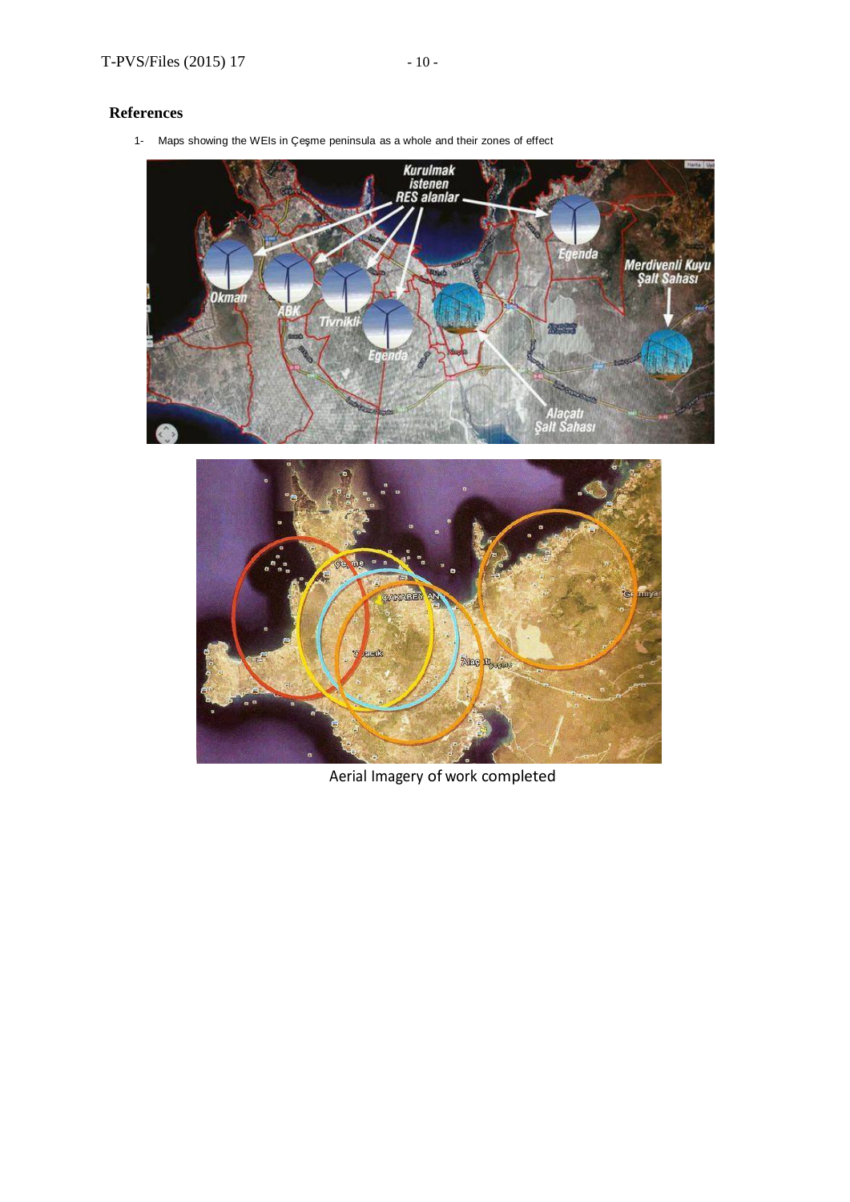## References

1- Maps showing the WEIs in Çeşme peninsula as a whole and their zones of effect

Aerial Imagery of work completed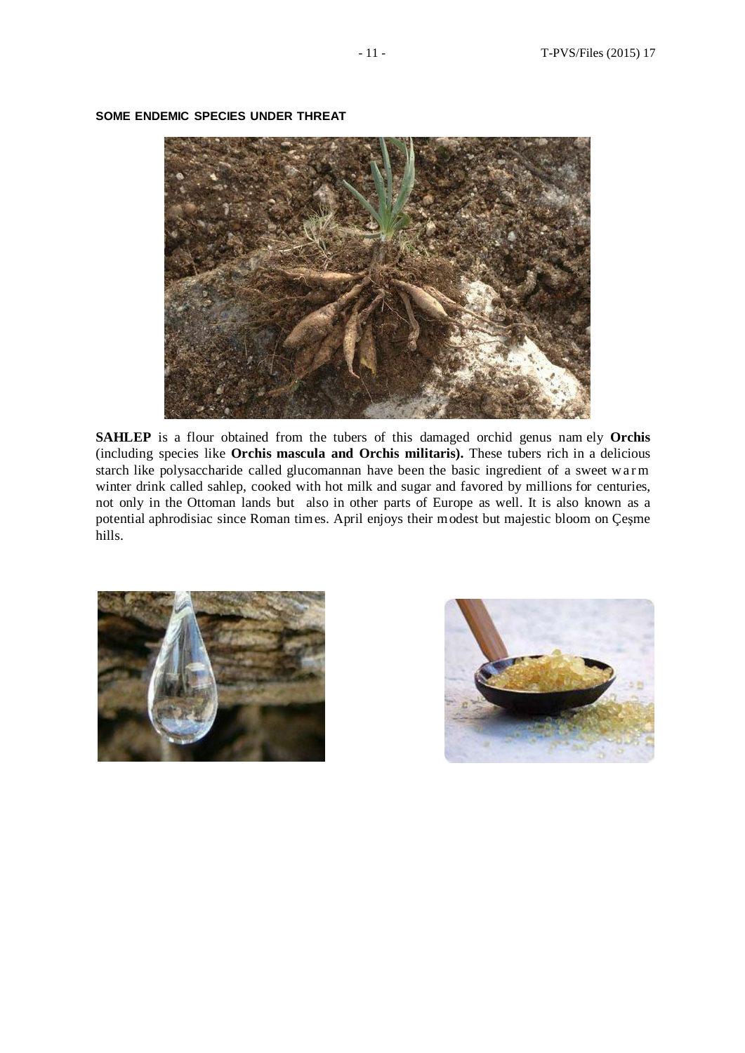**SOME ENDEMIC SPECIES UNDER THREAT**

**SAHLEP** is a flour obtained from the tubers of this damaged orchid genus namely **Orchis** (including species like **Orchis mascula and Orchis militaris).** These tubers rich in a delicious starch like polysaccharide called glucomannan have been the basic ingredient of a sweet warm winter drink called sahlep, cooked with hot milk and sugar and favored by millions for centuries, not only in the Ottoman lands but also in other parts of Europe as well. It is also known as a potential aphrodisiac since Roman times. April enjoys their modest but majestic bloom on Çeşme hills.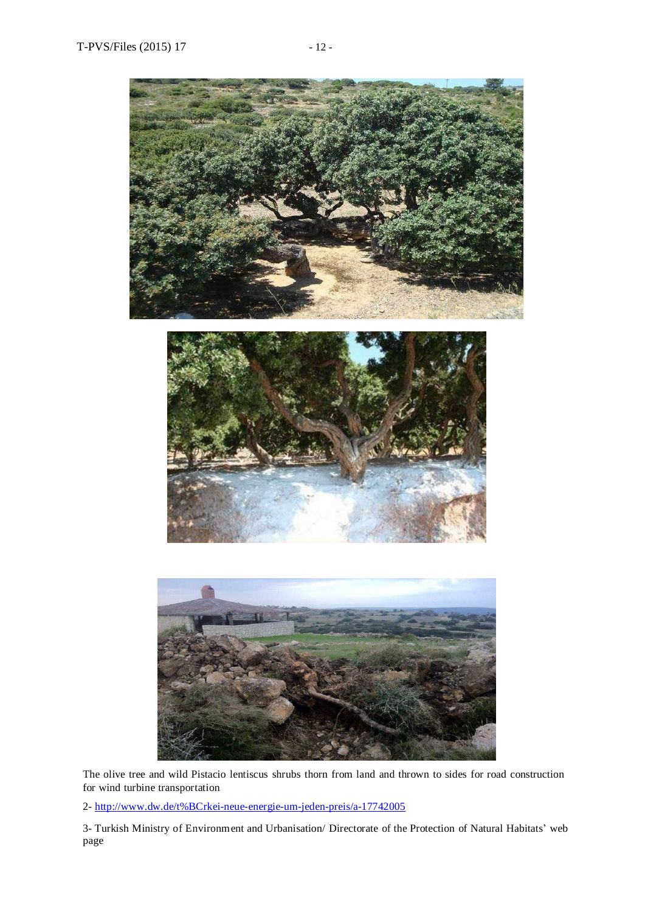The olive tree and wild Pistacio lentiscus shrubs thorn from land and thrown to sides for road construction for wind turbine transportation

2- [http://www.dw.de/t%BCrkei-neue-energie-um-jeden-preis/a-17742005](http://www.dw.de/t%BCrkei-neue-energie-um-jeden-preis/a-17742005)

3- Turkish Ministry of Environment and Urbanisation/ Directorate of the Protection of Natural Habitats' web page